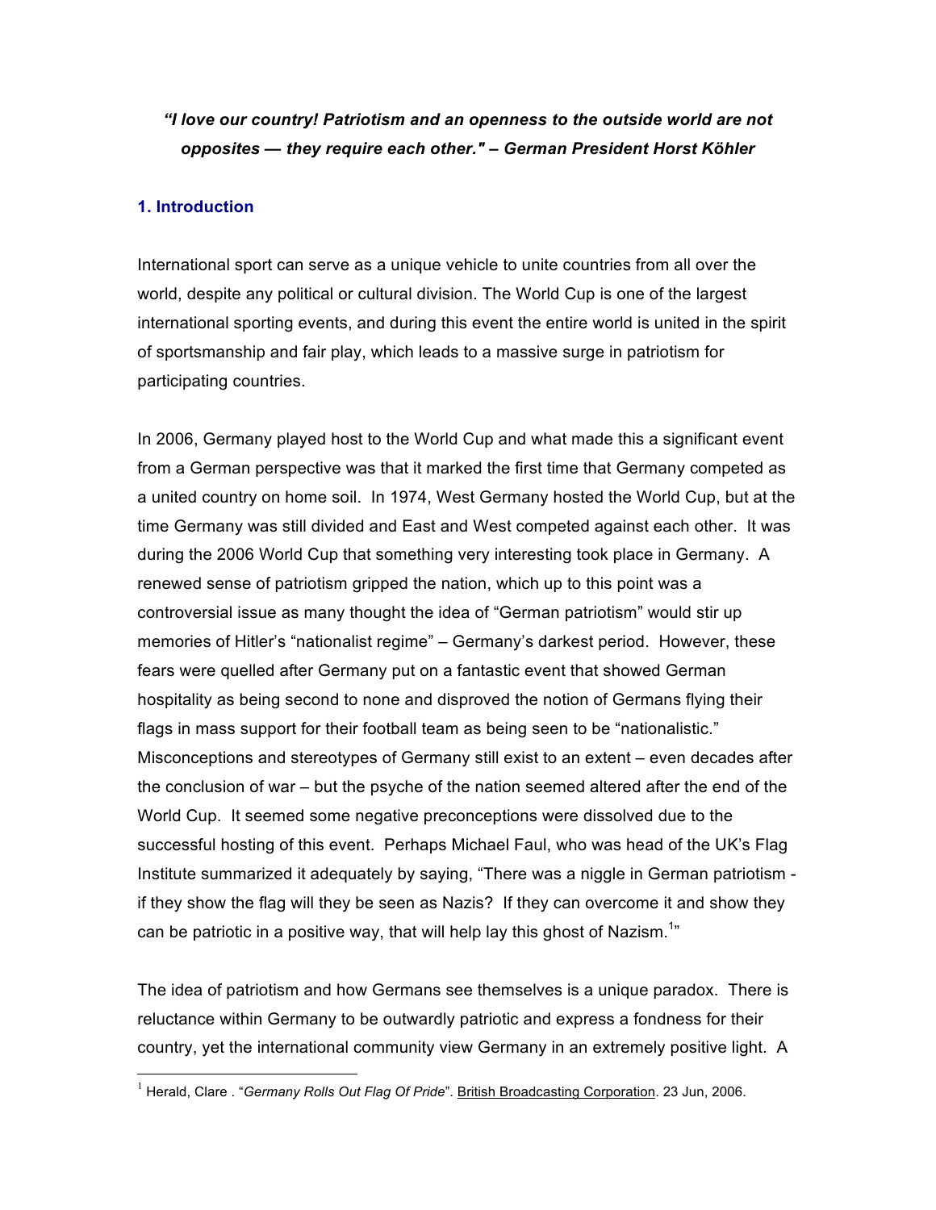***"I love our country! Patriotism and an openness to the outside world are not opposites — they require each other." – German President Horst Köhler***

## 1. Introduction

International sport can serve as a unique vehicle to unite countries from all over the world, despite any political or cultural division. The World Cup is one of the largest international sporting events, and during this event the entire world is united in the spirit of sportsmanship and fair play, which leads to a massive surge in patriotism for participating countries.

In 2006, Germany played host to the World Cup and what made this a significant event from a German perspective was that it marked the first time that Germany competed as a united country on home soil. In 1974, West Germany hosted the World Cup, but at the time Germany was still divided and East and West competed against each other. It was during the 2006 World Cup that something very interesting took place in Germany. A renewed sense of patriotism gripped the nation, which up to this point was a controversial issue as many thought the idea of "German patriotism" would stir up memories of Hitler's "nationalist regime" – Germany's darkest period. However, these fears were quelled after Germany put on a fantastic event that showed German hospitality as being second to none and disproved the notion of Germans flying their flags in mass support for their football team as being seen to be "nationalistic." Misconceptions and stereotypes of Germany still exist to an extent – even decades after the conclusion of war – but the psyche of the nation seemed altered after the end of the World Cup. It seemed some negative preconceptions were dissolved due to the successful hosting of this event. Perhaps Michael Faul, who was head of the UK's Flag Institute summarized it adequately by saying, "There was a niggle in German patriotism - if they show the flag will they be seen as Nazis? If they can overcome it and show they can be patriotic in a positive way, that will help lay this ghost of Nazism.[1]"

The idea of patriotism and how Germans see themselves is a unique paradox. There is reluctance within Germany to be outwardly patriotic and express a fondness for their country, yet the international community view Germany in an extremely positive light. A

---

[1] Herald, Clare . "*Germany Rolls Out Flag Of Pride*". British Broadcasting Corporation. 23 Jun, 2006.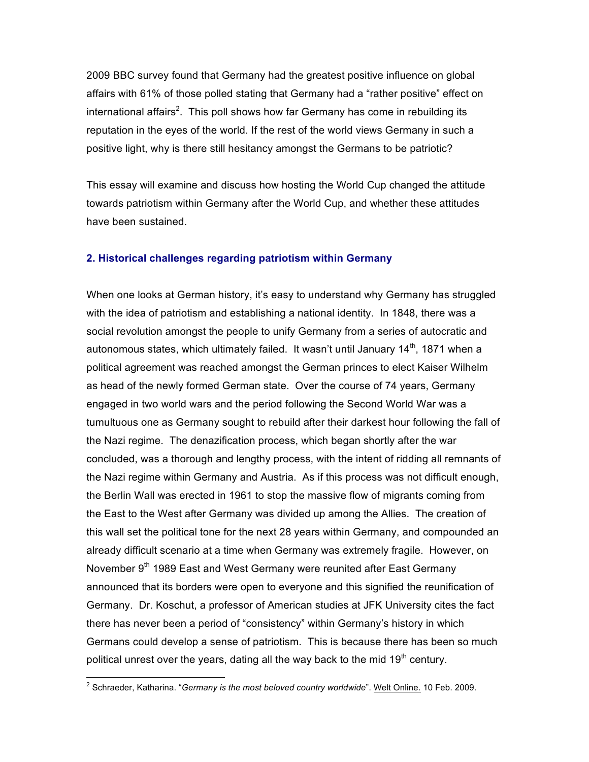2009 BBC survey found that Germany had the greatest positive influence on global affairs with 61% of those polled stating that Germany had a "rather positive" effect on international affairs[2]. This poll shows how far Germany has come in rebuilding its reputation in the eyes of the world. If the rest of the world views Germany in such a positive light, why is there still hesitancy amongst the Germans to be patriotic?

This essay will examine and discuss how hosting the World Cup changed the attitude towards patriotism within Germany after the World Cup, and whether these attitudes have been sustained.

## 2. Historical challenges regarding patriotism within Germany

When one looks at German history, it's easy to understand why Germany has struggled with the idea of patriotism and establishing a national identity. In 1848, there was a social revolution amongst the people to unify Germany from a series of autocratic and autonomous states, which ultimately failed. It wasn't until January 14th, 1871 when a political agreement was reached amongst the German princes to elect Kaiser Wilhelm as head of the newly formed German state. Over the course of 74 years, Germany engaged in two world wars and the period following the Second World War was a tumultuous one as Germany sought to rebuild after their darkest hour following the fall of the Nazi regime. The denazification process, which began shortly after the war concluded, was a thorough and lengthy process, with the intent of ridding all remnants of the Nazi regime within Germany and Austria. As if this process was not difficult enough, the Berlin Wall was erected in 1961 to stop the massive flow of migrants coming from the East to the West after Germany was divided up among the Allies. The creation of this wall set the political tone for the next 28 years within Germany, and compounded an already difficult scenario at a time when Germany was extremely fragile. However, on November 9th 1989 East and West Germany were reunited after East Germany announced that its borders were open to everyone and this signified the reunification of Germany. Dr. Koschut, a professor of American studies at JFK University cites the fact there has never been a period of "consistency" within Germany's history in which Germans could develop a sense of patriotism. This is because there has been so much political unrest over the years, dating all the way back to the mid 19th century.

---

[2] Schraeder, Katharina. "*Germany is the most beloved country worldwide*". Welt Online. 10 Feb. 2009.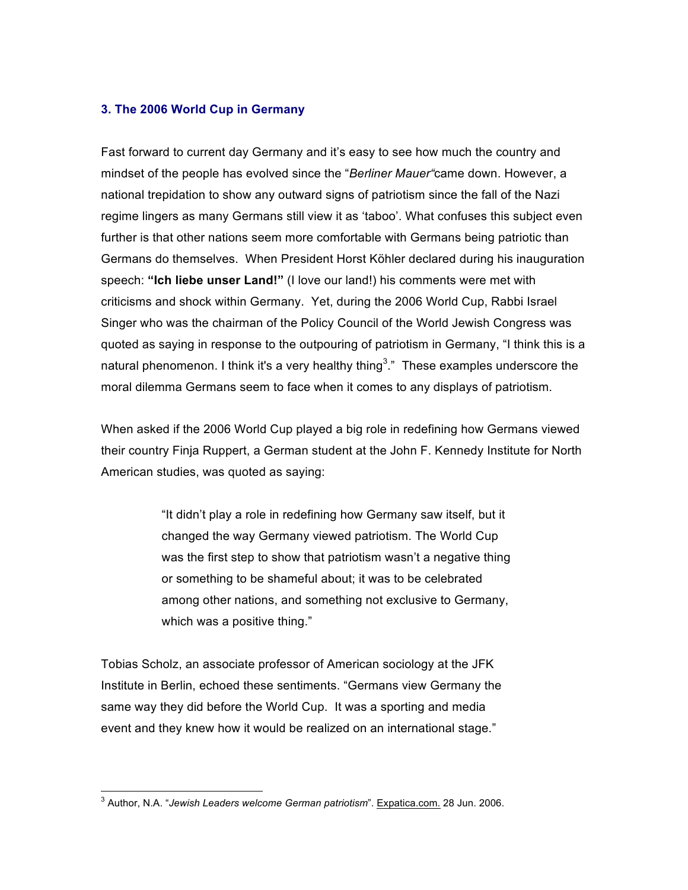### 3. The 2006 World Cup in Germany

Fast forward to current day Germany and it's easy to see how much the country and mindset of the people has evolved since the "*Berliner Mauer"* came down. However, a national trepidation to show any outward signs of patriotism since the fall of the Nazi regime lingers as many Germans still view it as 'taboo'. What confuses this subject even further is that other nations seem more comfortable with Germans being patriotic than Germans do themselves. When President Horst Köhler declared during his inauguration speech: **"Ich liebe unser Land!"** (I love our land!) his comments were met with criticisms and shock within Germany. Yet, during the 2006 World Cup, Rabbi Israel Singer who was the chairman of the Policy Council of the World Jewish Congress was quoted as saying in response to the outpouring of patriotism in Germany, "I think this is a natural phenomenon. I think it's a very healthy thing[3]." These examples underscore the moral dilemma Germans seem to face when it comes to any displays of patriotism.

When asked if the 2006 World Cup played a big role in redefining how Germans viewed their country Finja Ruppert, a German student at the John F. Kennedy Institute for North American studies, was quoted as saying:

> "It didn't play a role in redefining how Germany saw itself, but it changed the way Germany viewed patriotism. The World Cup was the first step to show that patriotism wasn't a negative thing or something to be shameful about; it was to be celebrated among other nations, and something not exclusive to Germany, which was a positive thing."

Tobias Scholz, an associate professor of American sociology at the JFK Institute in Berlin, echoed these sentiments. "Germans view Germany the same way they did before the World Cup. It was a sporting and media event and they knew how it would be realized on an international stage."

---

[3] Author, N.A. "*Jewish Leaders welcome German patriotism*". Expatica.com. 28 Jun. 2006.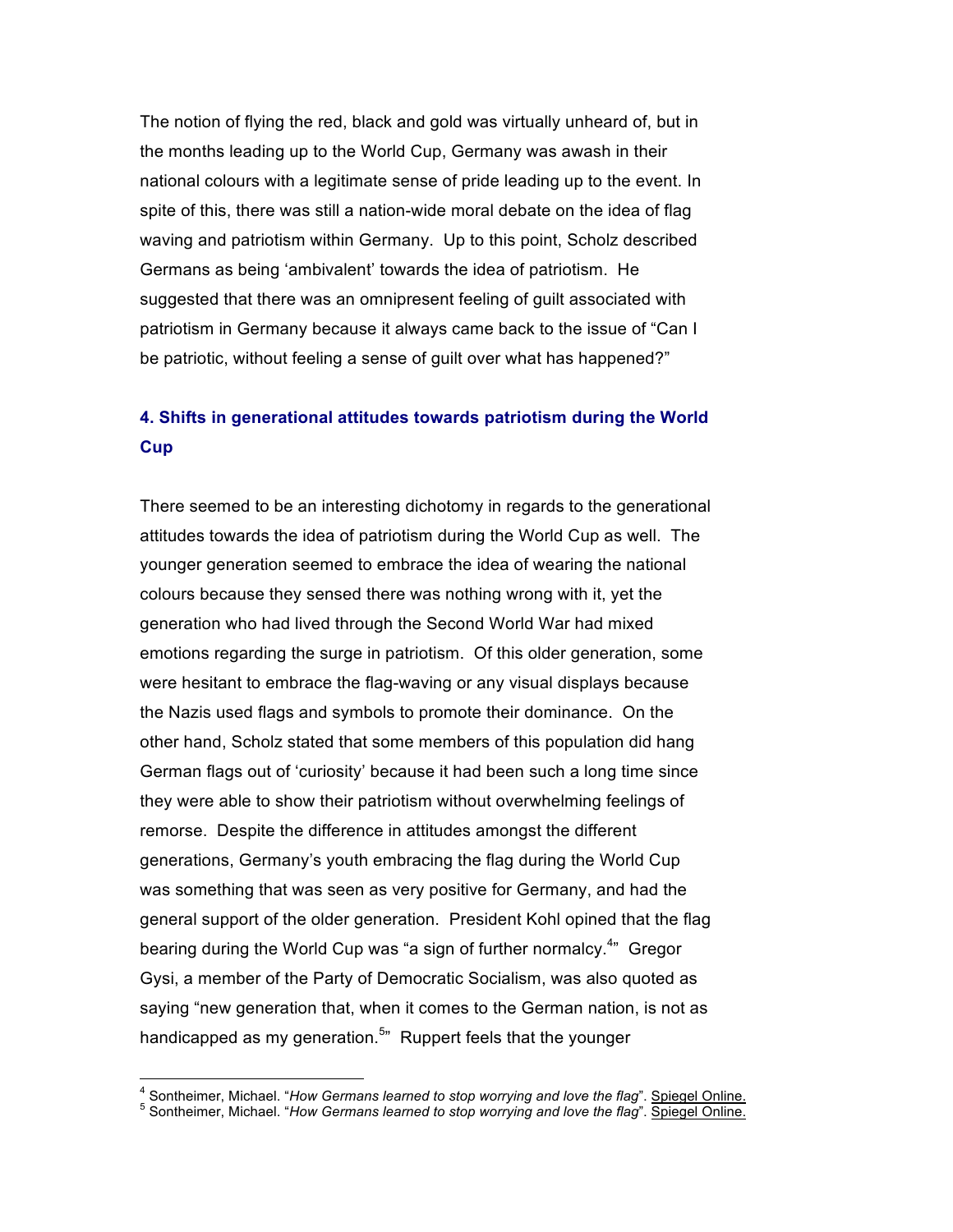The notion of flying the red, black and gold was virtually unheard of, but in the months leading up to the World Cup, Germany was awash in their national colours with a legitimate sense of pride leading up to the event. In spite of this, there was still a nation-wide moral debate on the idea of flag waving and patriotism within Germany. Up to this point, Scholz described Germans as being 'ambivalent' towards the idea of patriotism. He suggested that there was an omnipresent feeling of guilt associated with patriotism in Germany because it always came back to the issue of "Can I be patriotic, without feeling a sense of guilt over what has happened?"

### 4. Shifts in generational attitudes towards patriotism during the World Cup

There seemed to be an interesting dichotomy in regards to the generational attitudes towards the idea of patriotism during the World Cup as well. The younger generation seemed to embrace the idea of wearing the national colours because they sensed there was nothing wrong with it, yet the generation who had lived through the Second World War had mixed emotions regarding the surge in patriotism. Of this older generation, some were hesitant to embrace the flag-waving or any visual displays because the Nazis used flags and symbols to promote their dominance. On the other hand, Scholz stated that some members of this population did hang German flags out of 'curiosity' because it had been such a long time since they were able to show their patriotism without overwhelming feelings of remorse. Despite the difference in attitudes amongst the different generations, Germany's youth embracing the flag during the World Cup was something that was seen as very positive for Germany, and had the general support of the older generation. President Kohl opined that the flag bearing during the World Cup was "a sign of further normalcy.[4]" Gregor Gysi, a member of the Party of Democratic Socialism, was also quoted as saying "new generation that, when it comes to the German nation, is not as handicapped as my generation.[5]" Ruppert feels that the younger

---

[4] Sontheimer, Michael. "*How Germans learned to stop worrying and love the flag*". Spiegel Online.

[5] Sontheimer, Michael. "*How Germans learned to stop worrying and love the flag*". Spiegel Online.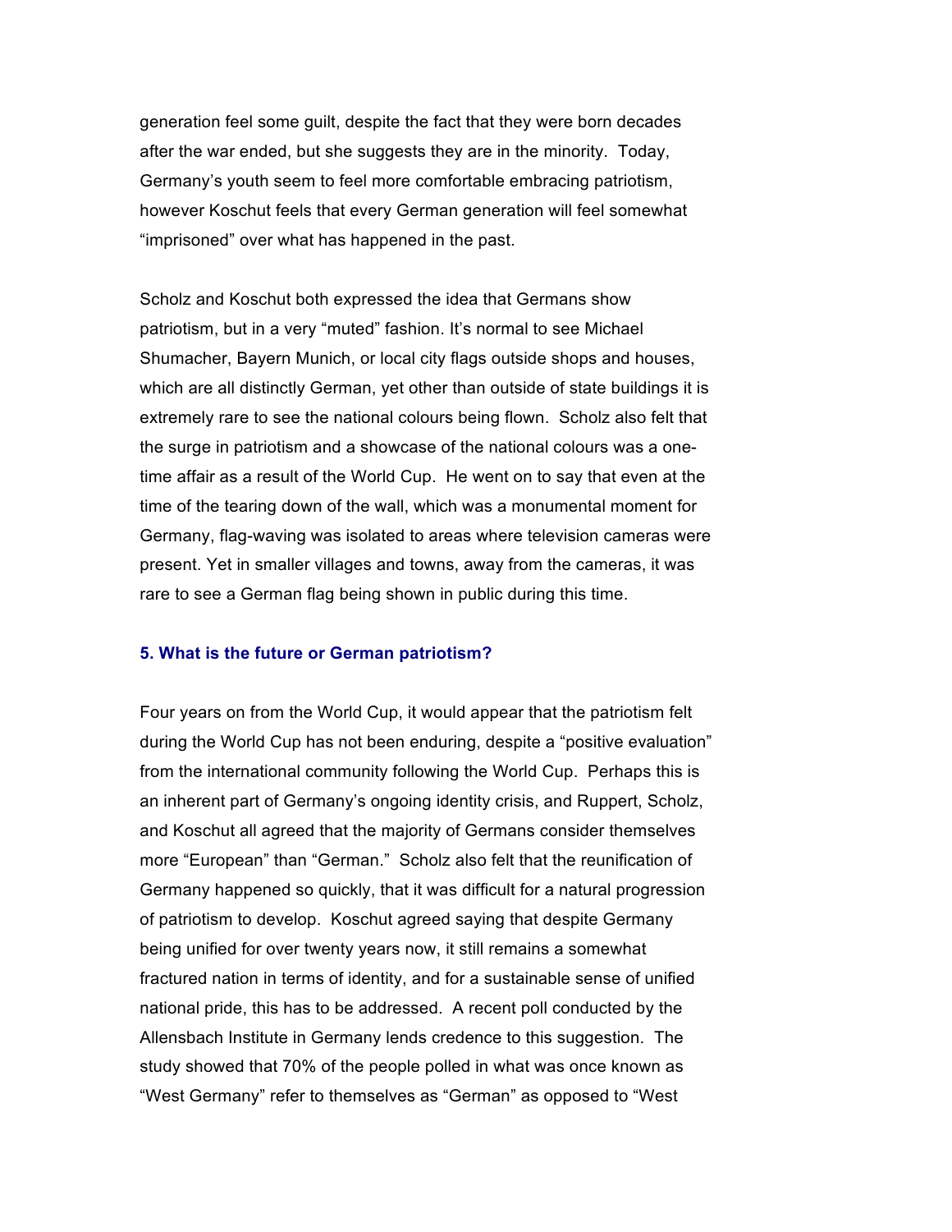generation feel some guilt, despite the fact that they were born decades after the war ended, but she suggests they are in the minority. Today, Germany's youth seem to feel more comfortable embracing patriotism, however Koschut feels that every German generation will feel somewhat "imprisoned" over what has happened in the past.

Scholz and Koschut both expressed the idea that Germans show patriotism, but in a very "muted" fashion. It's normal to see Michael Shumacher, Bayern Munich, or local city flags outside shops and houses, which are all distinctly German, yet other than outside of state buildings it is extremely rare to see the national colours being flown. Scholz also felt that the surge in patriotism and a showcase of the national colours was a one-time affair as a result of the World Cup. He went on to say that even at the time of the tearing down of the wall, which was a monumental moment for Germany, flag-waving was isolated to areas where television cameras were present. Yet in smaller villages and towns, away from the cameras, it was rare to see a German flag being shown in public during this time.

### 5. What is the future or German patriotism?

Four years on from the World Cup, it would appear that the patriotism felt during the World Cup has not been enduring, despite a "positive evaluation" from the international community following the World Cup. Perhaps this is an inherent part of Germany's ongoing identity crisis, and Ruppert, Scholz, and Koschut all agreed that the majority of Germans consider themselves more "European" than "German." Scholz also felt that the reunification of Germany happened so quickly, that it was difficult for a natural progression of patriotism to develop. Koschut agreed saying that despite Germany being unified for over twenty years now, it still remains a somewhat fractured nation in terms of identity, and for a sustainable sense of unified national pride, this has to be addressed. A recent poll conducted by the Allensbach Institute in Germany lends credence to this suggestion. The study showed that 70% of the people polled in what was once known as "West Germany" refer to themselves as "German" as opposed to "West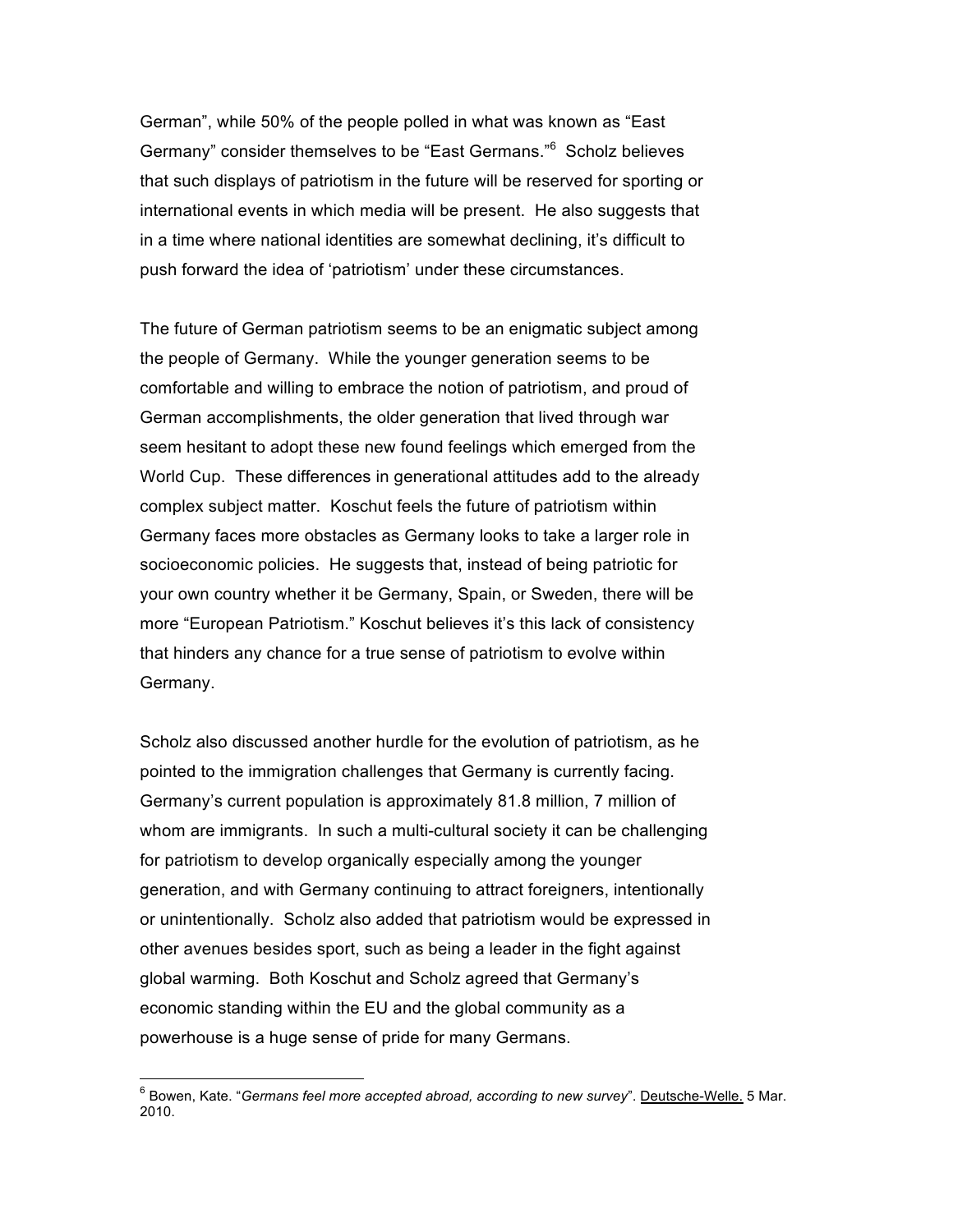German", while 50% of the people polled in what was known as "East Germany" consider themselves to be "East Germans."[6] Scholz believes that such displays of patriotism in the future will be reserved for sporting or international events in which media will be present. He also suggests that in a time where national identities are somewhat declining, it's difficult to push forward the idea of 'patriotism' under these circumstances.

The future of German patriotism seems to be an enigmatic subject among the people of Germany. While the younger generation seems to be comfortable and willing to embrace the notion of patriotism, and proud of German accomplishments, the older generation that lived through war seem hesitant to adopt these new found feelings which emerged from the World Cup. These differences in generational attitudes add to the already complex subject matter. Koschut feels the future of patriotism within Germany faces more obstacles as Germany looks to take a larger role in socioeconomic policies. He suggests that, instead of being patriotic for your own country whether it be Germany, Spain, or Sweden, there will be more "European Patriotism." Koschut believes it's this lack of consistency that hinders any chance for a true sense of patriotism to evolve within Germany.

Scholz also discussed another hurdle for the evolution of patriotism, as he pointed to the immigration challenges that Germany is currently facing. Germany's current population is approximately 81.8 million, 7 million of whom are immigrants. In such a multi-cultural society it can be challenging for patriotism to develop organically especially among the younger generation, and with Germany continuing to attract foreigners, intentionally or unintentionally. Scholz also added that patriotism would be expressed in other avenues besides sport, such as being a leader in the fight against global warming. Both Koschut and Scholz agreed that Germany's economic standing within the EU and the global community as a powerhouse is a huge sense of pride for many Germans.

---

[6] Bowen, Kate. "*Germans feel more accepted abroad, according to new survey*". Deutsche-Welle. 5 Mar. 2010.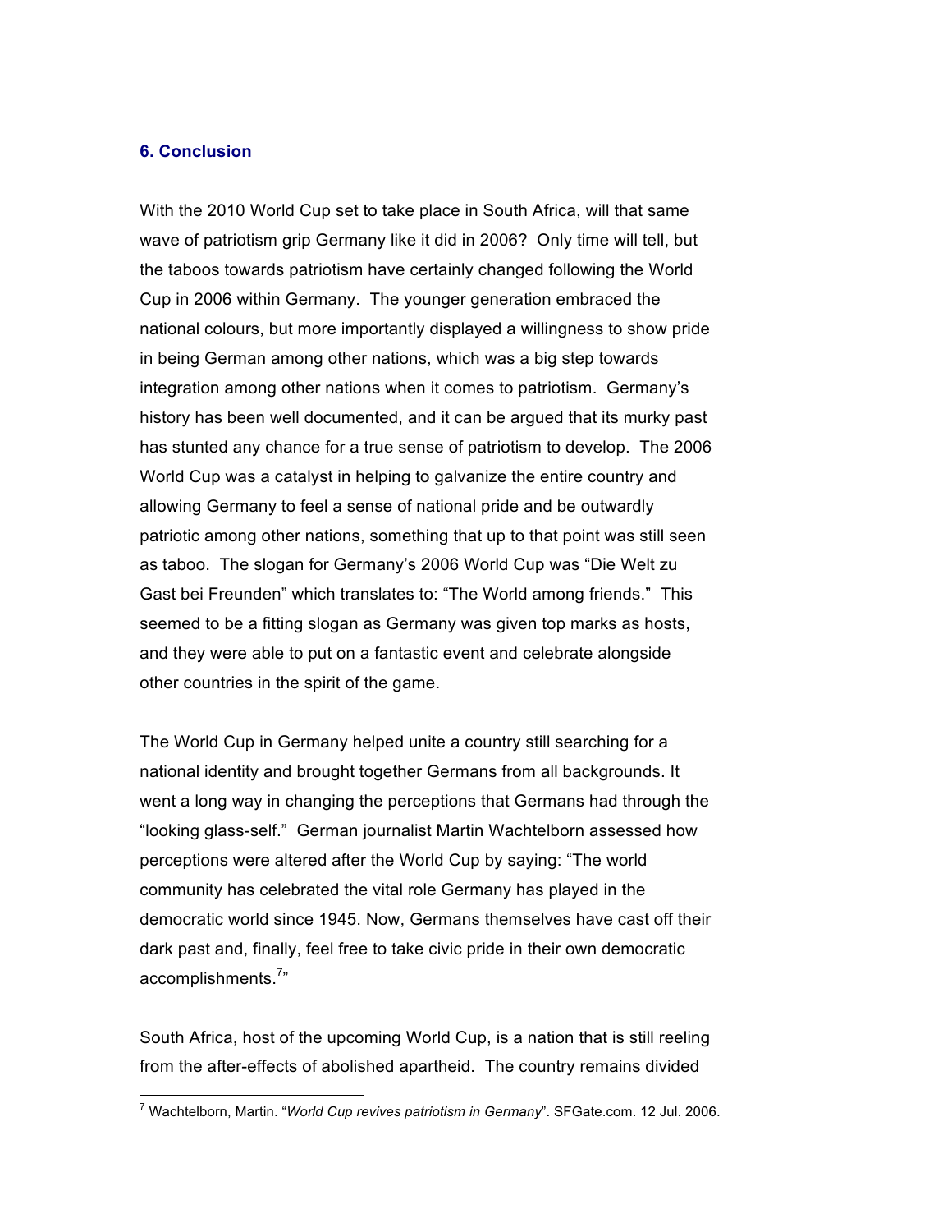## 6. Conclusion

With the 2010 World Cup set to take place in South Africa, will that same wave of patriotism grip Germany like it did in 2006? Only time will tell, but the taboos towards patriotism have certainly changed following the World Cup in 2006 within Germany. The younger generation embraced the national colours, but more importantly displayed a willingness to show pride in being German among other nations, which was a big step towards integration among other nations when it comes to patriotism. Germany's history has been well documented, and it can be argued that its murky past has stunted any chance for a true sense of patriotism to develop. The 2006 World Cup was a catalyst in helping to galvanize the entire country and allowing Germany to feel a sense of national pride and be outwardly patriotic among other nations, something that up to that point was still seen as taboo. The slogan for Germany's 2006 World Cup was "Die Welt zu Gast bei Freunden" which translates to: "The World among friends." This seemed to be a fitting slogan as Germany was given top marks as hosts, and they were able to put on a fantastic event and celebrate alongside other countries in the spirit of the game.

The World Cup in Germany helped unite a country still searching for a national identity and brought together Germans from all backgrounds. It went a long way in changing the perceptions that Germans had through the "looking glass-self." German journalist Martin Wachtelborn assessed how perceptions were altered after the World Cup by saying: "The world community has celebrated the vital role Germany has played in the democratic world since 1945. Now, Germans themselves have cast off their dark past and, finally, feel free to take civic pride in their own democratic accomplishments.[7]"

South Africa, host of the upcoming World Cup, is a nation that is still reeling from the after-effects of abolished apartheid. The country remains divided

---

[7] Wachtelborn, Martin. "*World Cup revives patriotism in Germany*". SFGate.com. 12 Jul. 2006.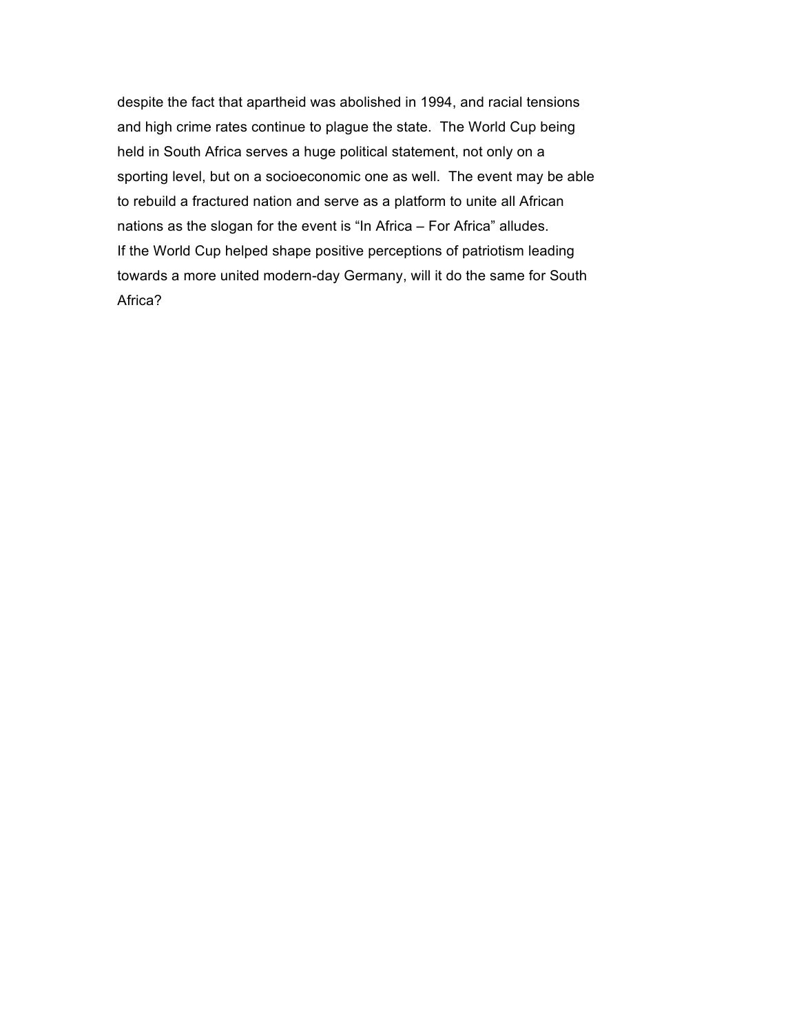despite the fact that apartheid was abolished in 1994, and racial tensions and high crime rates continue to plague the state. The World Cup being held in South Africa serves a huge political statement, not only on a sporting level, but on a socioeconomic one as well. The event may be able to rebuild a fractured nation and serve as a platform to unite all African nations as the slogan for the event is "In Africa – For Africa" alludes.

If the World Cup helped shape positive perceptions of patriotism leading towards a more united modern-day Germany, will it do the same for South Africa?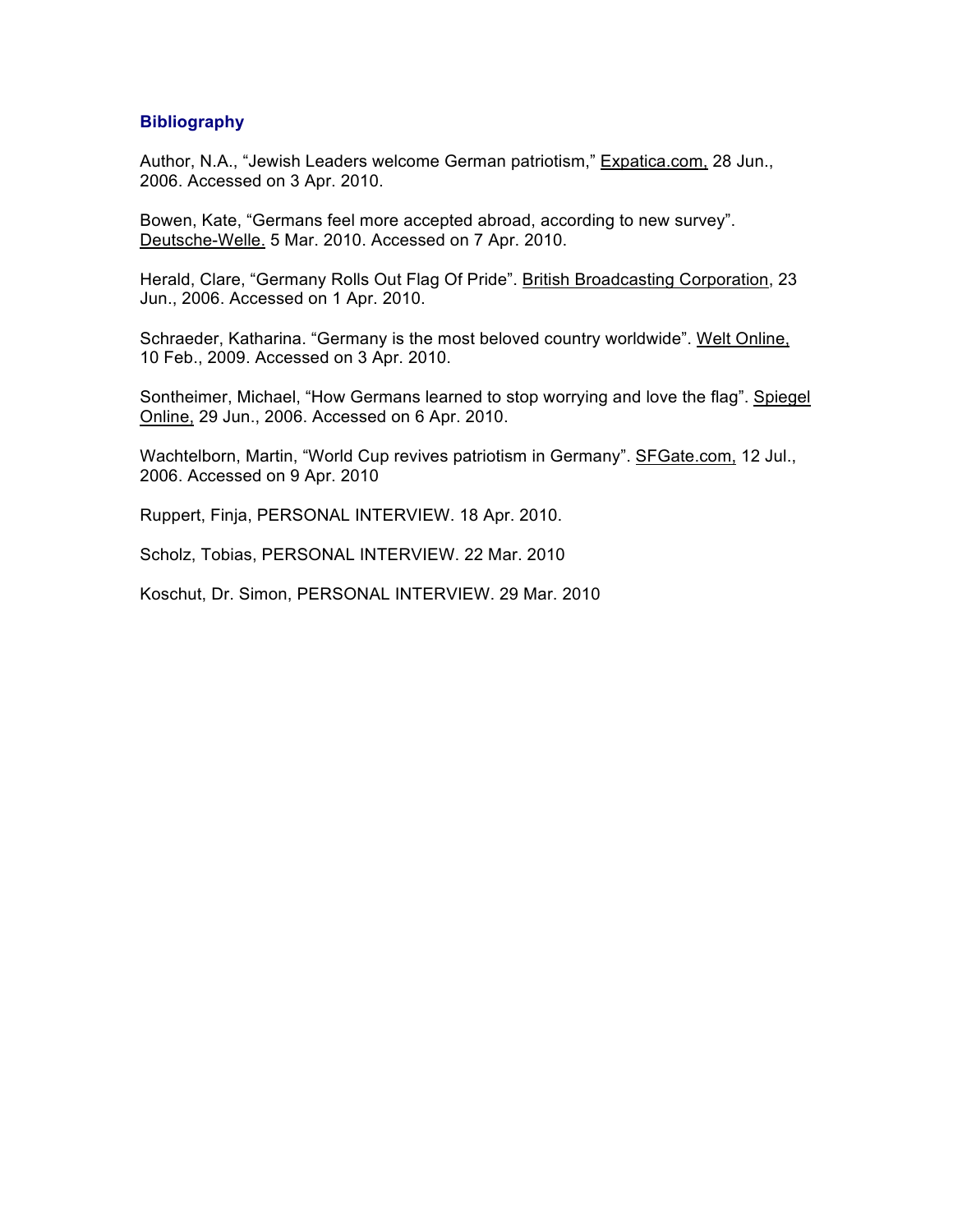## Bibliography

Author, N.A., "Jewish Leaders welcome German patriotism," Expatica.com, 28 Jun., 2006. Accessed on 3 Apr. 2010.

Bowen, Kate, "Germans feel more accepted abroad, according to new survey". Deutsche-Welle. 5 Mar. 2010. Accessed on 7 Apr. 2010.

Herald, Clare, "Germany Rolls Out Flag Of Pride". British Broadcasting Corporation, 23 Jun., 2006. Accessed on 1 Apr. 2010.

Schraeder, Katharina. "Germany is the most beloved country worldwide". Welt Online, 10 Feb., 2009. Accessed on 3 Apr. 2010.

Sontheimer, Michael, "How Germans learned to stop worrying and love the flag". Spiegel Online, 29 Jun., 2006. Accessed on 6 Apr. 2010.

Wachtelborn, Martin, "World Cup revives patriotism in Germany". SFGate.com, 12 Jul., 2006. Accessed on 9 Apr. 2010

Ruppert, Finja, PERSONAL INTERVIEW. 18 Apr. 2010.

Scholz, Tobias, PERSONAL INTERVIEW. 22 Mar. 2010

Koschut, Dr. Simon, PERSONAL INTERVIEW. 29 Mar. 2010